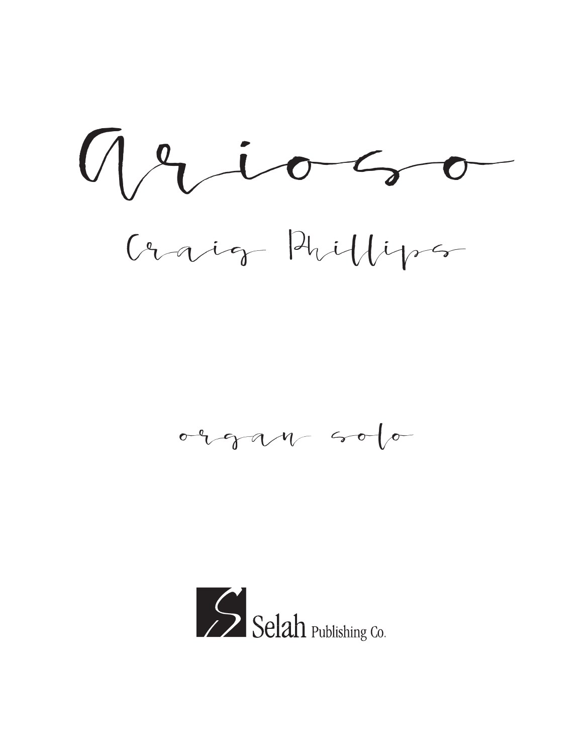# Arioso

## Craig Phillips

organ solo

Selah Publishing Co.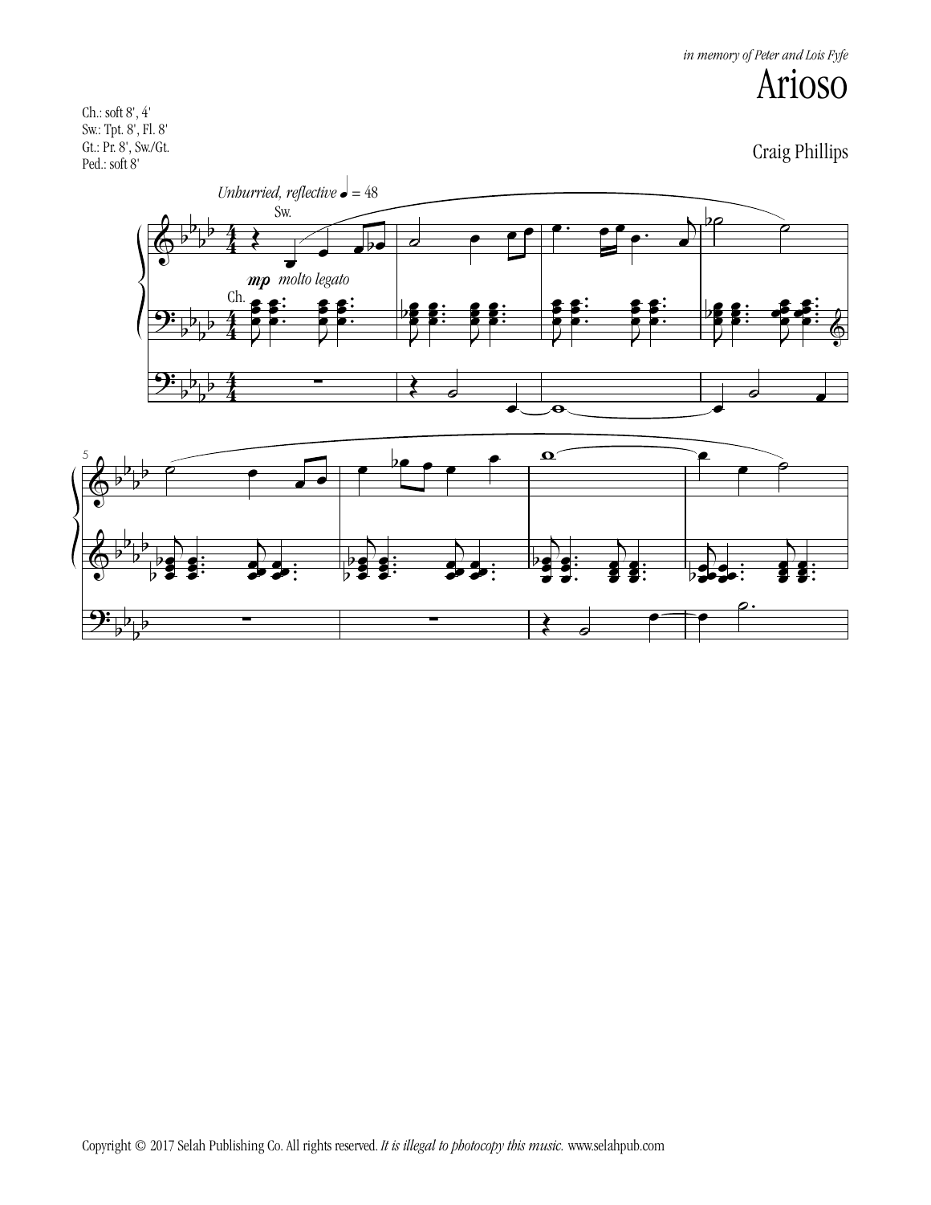*in memory of Peter and Lois Fyfe*

# Arioso

Ch.: soft 8', 4'
Sw.: Tpt. 8', Fl. 8'
Gt.: Pr. 8', Sw./Gt.
Ped.: soft 8'

Craig Phillips

*Unhurried, reflective* ♩ = 48

Sw.

*mp* *molto legato*

Ch.

Copyright © 2017 Selah Publishing Co. All rights reserved. *It is illegal to photocopy this music.* www.selahpub.com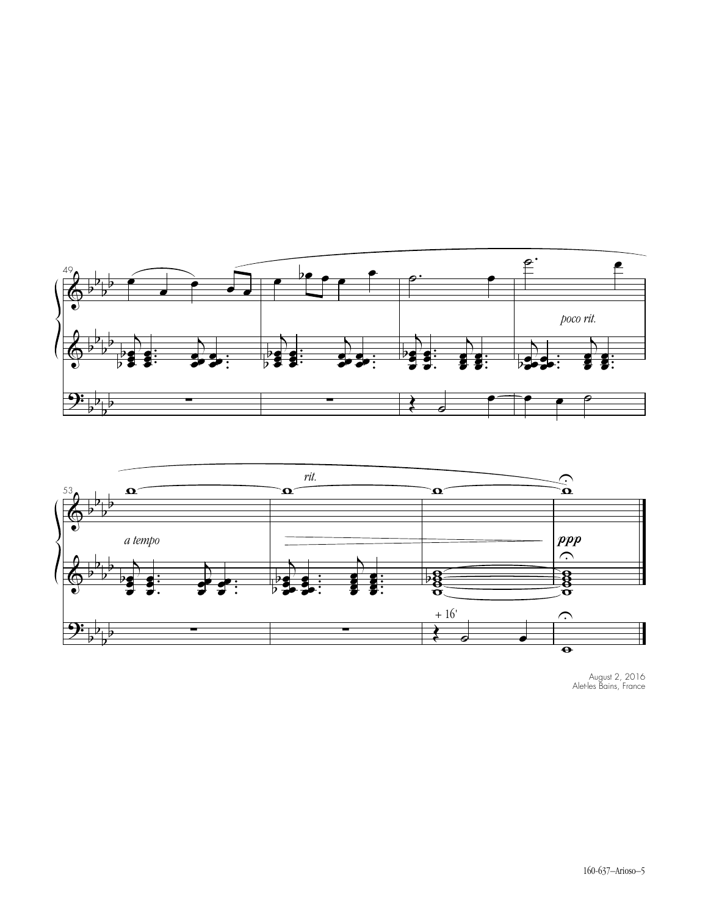August 2, 2016
Aix-les-Bains, France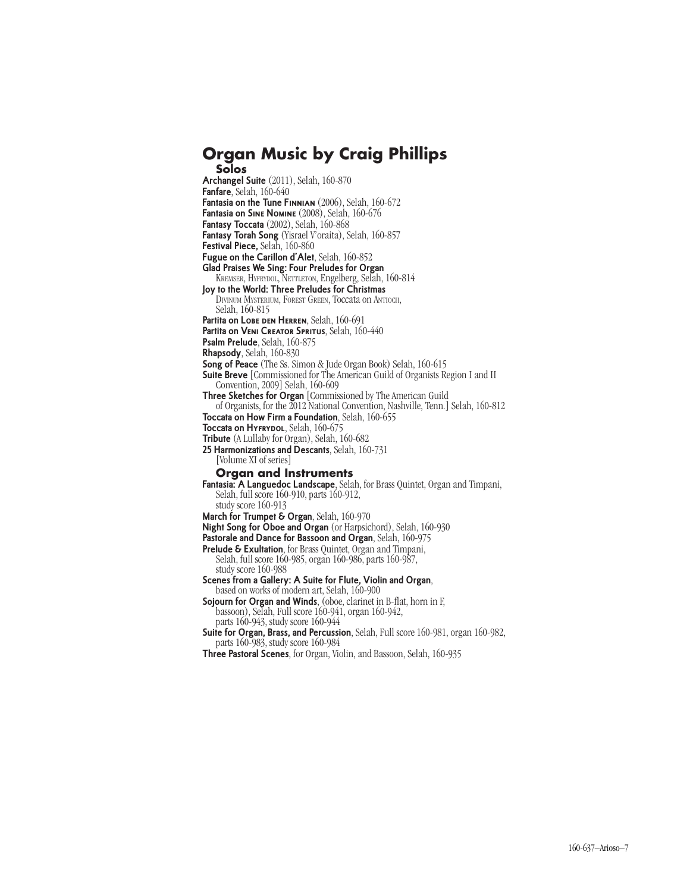# Organ Music by Craig Phillips

## Solos

**Archangel Suite** (2011), Selah, 160-870
**Fanfare**, Selah, 160-640
**Fantasia on the Tune Finnian** (2006), Selah, 160-672
**Fantasia on Sine Nomine** (2008), Selah, 160-676
**Fantasy Toccata** (2002), Selah, 160-868
**Fantasy Torah Song** (Yisrael V'oraita), Selah, 160-857
**Festival Piece,** Selah, 160-860
**Fugue on the Carillon d'Alet**, Selah, 160-852
**Glad Praises We Sing: Four Preludes for Organ**
Kremser, Hyfrydol, Nettleton, Engelberg, Selah, 160-814
**Joy to the World: Three Preludes for Christmas**
Divinum Mysterium, Forest Green, Toccata on Antioch, Selah, 160-815
**Partita on Lobe den Herren**, Selah, 160-691
**Partita on Veni Creator Spritus**, Selah, 160-440
**Psalm Prelude**, Selah, 160-875
**Rhapsody**, Selah, 160-830
**Song of Peace** (The Ss. Simon & Jude Organ Book) Selah, 160-615
**Suite Breve** [Commissioned for The American Guild of Organists Region I and II Convention, 2009] Selah, 160-609
**Three Sketches for Organ** [Commissioned by The American Guild of Organists, for the 2012 National Convention, Nashville, Tenn.] Selah, 160-812
**Toccata on How Firm a Foundation**, Selah, 160-655
**Toccata on Hyfrydol**, Selah, 160-675
**Tribute** (A Lullaby for Organ), Selah, 160-682
**25 Harmonizations and Descants**, Selah, 160-731
[Volume XI of series]

## Organ and Instruments

**Fantasia: A Languedoc Landscape**, Selah, for Brass Quintet, Organ and Timpani, Selah, full score 160-910, parts 160-912, study score 160-913
**March for Trumpet & Organ**, Selah, 160-970
**Night Song for Oboe and Organ** (or Harpsichord), Selah, 160-930
**Pastorale and Dance for Bassoon and Organ**, Selah, 160-975
**Prelude & Exultation**, for Brass Quintet, Organ and Timpani, Selah, full score 160-985, organ 160-986, parts 160-987, study score 160-988
**Scenes from a Gallery: A Suite for Flute, Violin and Organ**, based on works of modern art, Selah, 160-900
**Sojourn for Organ and Winds**, (oboe, clarinet in B-flat, horn in F, bassoon), Selah, Full score 160-941, organ 160-942, parts 160-943, study score 160-944
**Suite for Organ, Brass, and Percussion**, Selah, Full score 160-981, organ 160-982, parts 160-983, study score 160-984
**Three Pastoral Scenes**, for Organ, Violin, and Bassoon, Selah, 160-935